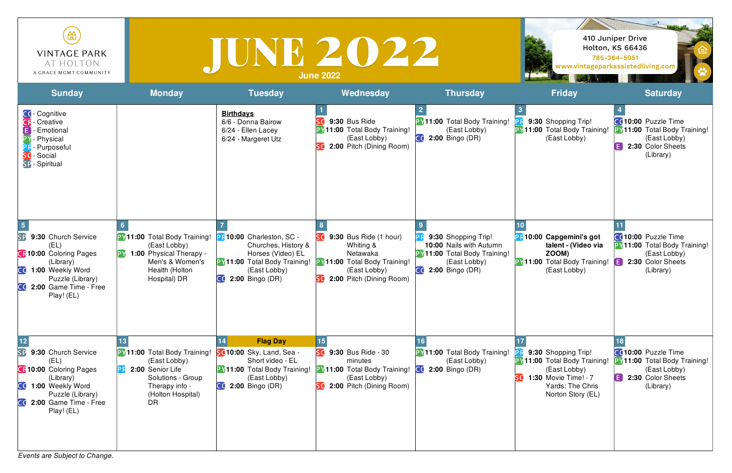VINTAGE PARK
AT HOLTON
A GRACE MGMT COMMUNITY

# JUNE 2022

June 2022

410 Juniper Drive
Holton, KS 66436
785-364-5051
www.vintageparkassistedliving.com

| Sunday | Monday | Tuesday | Wednesday | Thursday | Friday | Saturday |
|---|---|---|---|---|---|---|
| CO - Cognitive<br>CR - Creative<br>E - Emotional<br>PY - Physical<br>PR - Purposeful<br>SO - Social<br>SP - Spiritual | | **Birthdays**<br>6/6 - Donna Bairow<br>6/24 - Ellen Lacey<br>6/24 - Margeret Utz | 1<br>SO **9:30** Bus Ride<br>PY **11:00** Total Body Training! (East Lobby)<br>SO **2:00** Pitch (Dining Room) | 2<br>PY **11:00** Total Body Training! (East Lobby)<br>CO **2:00** Bingo (DR) | 3<br>PR **9:30** Shopping Trip!<br>PY **11:00** Total Body Training! (East Lobby) | 4<br>CO **10:00** Puzzle Time<br>PY **11:00** Total Body Training! (East Lobby)<br>E **2:30** Color Sheets (Library) |
| 5<br>SP **9:30** Church Service (EL)<br>CR **10:00** Coloring Pages (Library)<br>CO **1:00** Weekly Word Puzzle (Library)<br>CO **2:00** Game Time - Free Play! (EL) | 6<br>PY **11:00** Total Body Training! (East Lobby)<br>PY **1:00** Physical Therapy - Men's & Women's Health (Holton Hospital) DR | 7<br>PR **10:00** Charleston, SC - Churches, History & Horses (Video) EL<br>PY **11:00** Total Body Training! (East Lobby)<br>CO **2:00** Bingo (DR) | 8<br>SO **9:30** Bus Ride (1 hour) Whiting & Netawaka<br>PY **11:00** Total Body Training! (East Lobby)<br>SO **2:00** Pitch (Dining Room) | 9<br>PR **9:30** Shopping Trip!<br>**10:00** Nails with Autumn<br>PY **11:00** Total Body Training! (East Lobby)<br>CO **2:00** Bingo (DR) | 10<br>PR **10:00 Capgemini's got talent - (Video via ZOOM)**<br>PY **11:00** Total Body Training! (East Lobby) | 11<br>CO **10:00** Puzzle Time<br>PY **11:00** Total Body Training! (East Lobby)<br>E **2:30** Color Sheets (Library) |
| 12<br>SP **9:30** Church Service (EL)<br>CR **10:00** Coloring Pages (Library)<br>CO **1:00** Weekly Word Puzzle (Library)<br>CO **2:00** Game Time - Free Play! (EL) | 13<br>PY **11:00** Total Body Training! (East Lobby)<br>PR **2:00** Senior Life Solutions - Group Therapy info - (Holton Hospital) DR | 14 **Flag Day**<br>SO **10:00** Sky, Land, Sea - Short video - EL<br>PY **11:00** Total Body Training! (East Lobby)<br>CO **2:00** Bingo (DR) | 15<br>SO **9:30** Bus Ride - 30 minutes<br>PY **11:00** Total Body Training! (East Lobby)<br>SO **2:00** Pitch (Dining Room) | 16<br>PY **11:00** Total Body Training! (East Lobby)<br>CO **2:00** Bingo (DR) | 17<br>PR **9:30** Shopping Trip!<br>PY **11:00** Total Body Training! (East Lobby)<br>SO **1:30** Movie Time! - 7 Yards: The Chris Norton Story (EL) | 18<br>CO **10:00** Puzzle Time<br>PY **11:00** Total Body Training! (East Lobby)<br>E **2:30** Color Sheets (Library) |

*Events are Subject to Change.*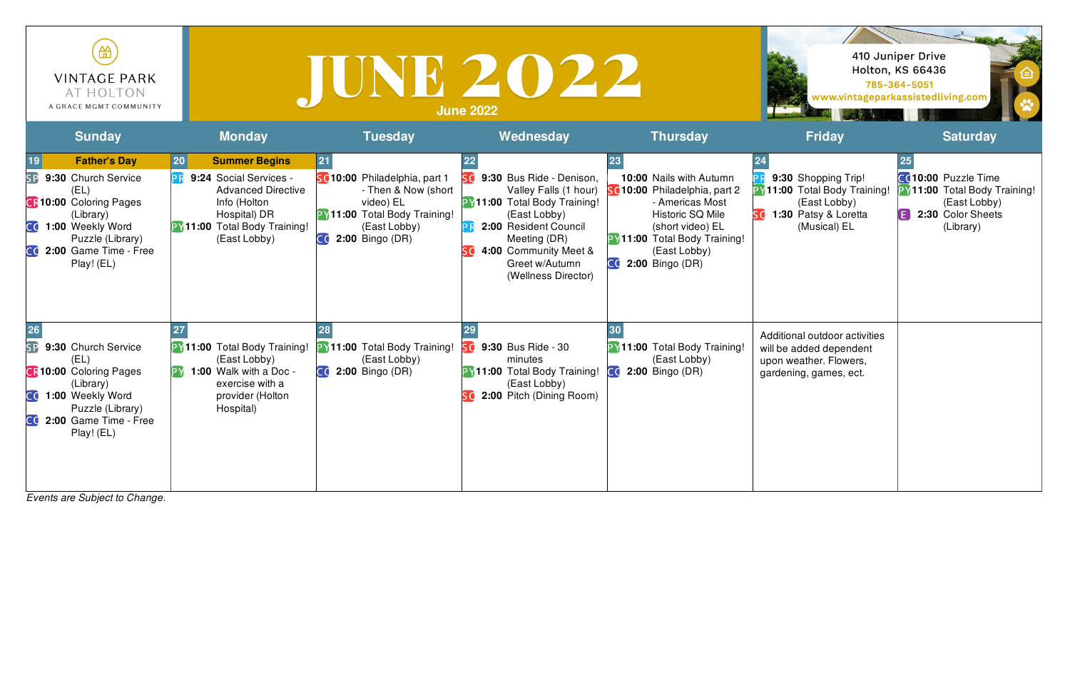VINTAGE PARK
AT HOLTON
A GRACE MGMT COMMUNITY

# JUNE 2022

June 2022

410 Juniper Drive
Holton, KS 66436
785-364-5051
www.vintageparkassistedliving.com

| Sunday | Monday | Tuesday | Wednesday | Thursday | Friday | Saturday |
|---|---|---|---|---|---|---|
| 19 **Father's Day**<br>SP **9:30** Church Service (EL)<br>CR **10:00** Coloring Pages (Library)<br>CO **1:00** Weekly Word Puzzle (Library)<br>CO **2:00** Game Time - Free Play! (EL) | 20 **Summer Begins**<br>PR **9:24** Social Services - Advanced Directive Info (Holton Hospital) DR<br>PY **11:00** Total Body Training! (East Lobby) | 21<br>SO **10:00** Philadelphia, part 1 - Then & Now (short video) EL<br>PY **11:00** Total Body Training! (East Lobby)<br>CO **2:00** Bingo (DR) | 22<br>SO **9:30** Bus Ride - Denison, Valley Falls (1 hour)<br>PY **11:00** Total Body Training! (East Lobby)<br>PR **2:00** Resident Council Meeting (DR)<br>SO **4:00** Community Meet & Greet w/Autumn (Wellness Director) | 23<br>**10:00** Nails with Autumn<br>SO **10:00** Philadelphia, part 2 - Americas Most Historic SQ Mile (short video) EL<br>PY **11:00** Total Body Training! (East Lobby)<br>CO **2:00** Bingo (DR) | 24<br>PR **9:30** Shopping Trip!<br>PY **11:00** Total Body Training! (East Lobby)<br>SO **1:30** Patsy & Loretta (Musical) EL | 25<br>CO **10:00** Puzzle Time<br>PY **11:00** Total Body Training! (East Lobby)<br>E **2:30** Color Sheets (Library) |
| 26<br>SP **9:30** Church Service (EL)<br>CR **10:00** Coloring Pages (Library)<br>CO **1:00** Weekly Word Puzzle (Library)<br>CO **2:00** Game Time - Free Play! (EL) | 27<br>PY **11:00** Total Body Training! (East Lobby)<br>PY **1:00** Walk with a Doc - exercise with a provider (Holton Hospital) | 28<br>PY **11:00** Total Body Training! (East Lobby)<br>CO **2:00** Bingo (DR) | 29<br>SO **9:30** Bus Ride - 30 minutes<br>PY **11:00** Total Body Training! (East Lobby)<br>SO **2:00** Pitch (Dining Room) | 30<br>PY **11:00** Total Body Training! (East Lobby)<br>CO **2:00** Bingo (DR) | Additional outdoor activities will be added dependent upon weather. Flowers, gardening, games, ect. | |

*Events are Subject to Change.*